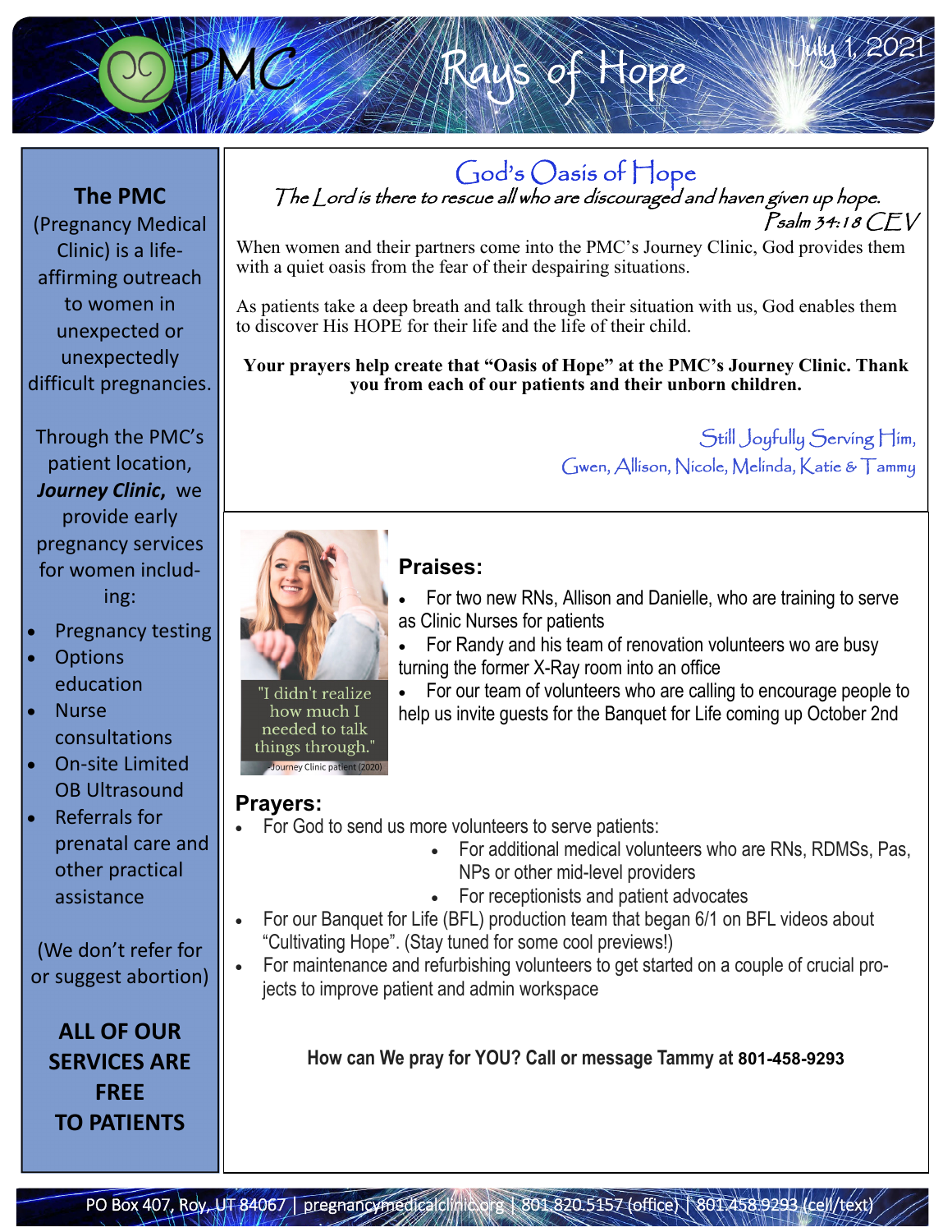# PMC Rays of Hope

July 1, 2021

**The PMC** (Pregnancy Medical Clinic) is a life-affirming outreach to women in unexpected or unexpectedly difficult pregnancies.

Through the PMC's patient location, ***Journey Clinic***, we provide early pregnancy services for women including:

- Pregnancy testing
- Options education
- Nurse consultations
- On-site Limited OB Ultrasound
- Referrals for prenatal care and other practical assistance

(We don't refer for or suggest abortion)

**ALL OF OUR SERVICES ARE FREE TO PATIENTS**

## God's Oasis of Hope

*The Lord is there to rescue all who are discouraged and have given up hope.*
*Psalm 34:18 CEV*

When women and their partners come into the PMC's Journey Clinic, God provides them with a quiet oasis from the fear of their despairing situations.

As patients take a deep breath and talk through their situation with us, God enables them to discover His HOPE for their life and the life of their child.

**Your prayers help create that "Oasis of Hope" at the PMC's Journey Clinic. Thank you from each of our patients and their unborn children.**

Still Joyfully Serving Him,
Gwen, Allison, Nicole, Melinda, Katie & Tammy

"I didn't realize how much I needed to talk things through."
– Journey Clinic patient (2020)

### Praises:

- For two new RNs, Allison and Danielle, who are training to serve as Clinic Nurses for patients
- For Randy and his team of renovation volunteers wo are busy turning the former X-Ray room into an office
- For our team of volunteers who are calling to encourage people to help us invite guests for the Banquet for Life coming up October 2nd

### Prayers:

- For God to send us more volunteers to serve patients:
  - For additional medical volunteers who are RNs, RDMSs, Pas, NPs or other mid-level providers
  - For receptionists and patient advocates
- For our Banquet for Life (BFL) production team that began 6/1 on BFL videos about "Cultivating Hope". (Stay tuned for some cool previews!)
- For maintenance and refurbishing volunteers to get started on a couple of crucial projects to improve patient and admin workspace

**How can We pray for YOU? Call or message Tammy at 801-458-9293**

PO Box 407, Roy, UT 84067 | pregnancymedicalclinic.org | 801.820.5157 (office) | 801.458.9293 (cell/text)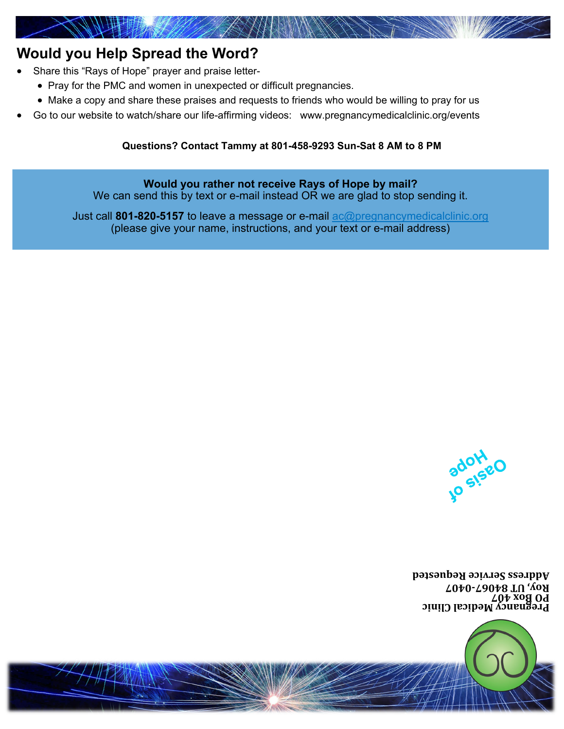## Would you Help Spread the Word?

- Share this “Rays of Hope” prayer and praise letter-
  - Pray for the PMC and women in unexpected or difficult pregnancies.
  - Make a copy and share these praises and requests to friends who would be willing to pray for us
- Go to our website to watch/share our life-affirming videos: www.pregnancymedicalclinic.org/events

**Questions? Contact Tammy at 801-458-9293 Sun-Sat 8 AM to 8 PM**

**Would you rather not receive Rays of Hope by mail?**
We can send this by text or e-mail instead OR we are glad to stop sending it.

Just call **801-820-5157** to leave a message or e-mail ac@pregnancymedicalclinic.org
(please give your name, instructions, and your text or e-mail address)

Oasis of Hope

**Pregnancy Medical Clinic**
**PO Box 407**
**Roy, UT 84067-0407**
**Address Service Requested**